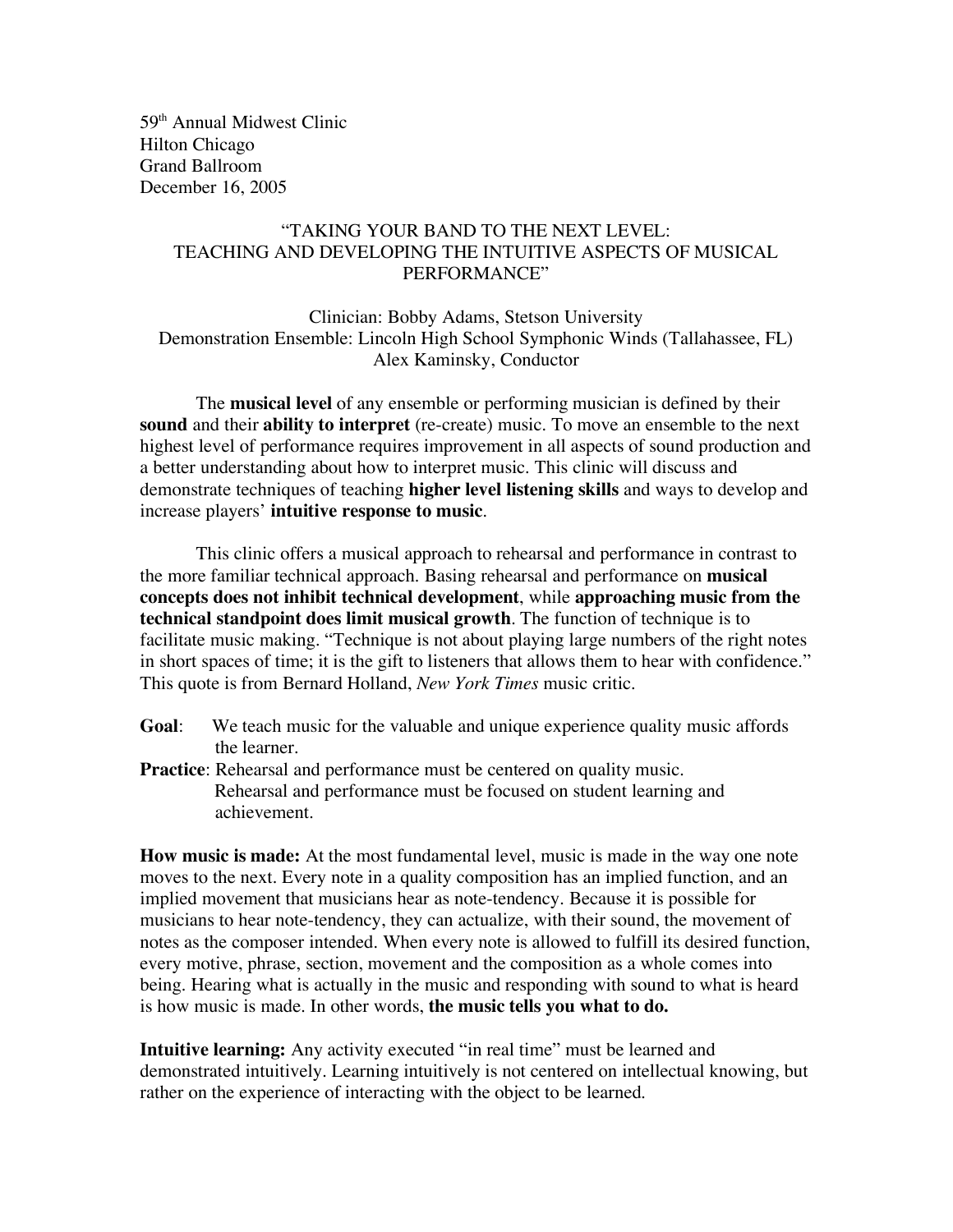59th Annual Midwest Clinic
Hilton Chicago
Grand Ballroom
December 16, 2005

# "TAKING YOUR BAND TO THE NEXT LEVEL: TEACHING AND DEVELOPING THE INTUITIVE ASPECTS OF MUSICAL PERFORMANCE"

Clinician: Bobby Adams, Stetson University
Demonstration Ensemble: Lincoln High School Symphonic Winds (Tallahassee, FL)
Alex Kaminsky, Conductor

The **musical level** of any ensemble or performing musician is defined by their **sound** and their **ability to interpret** (re-create) music. To move an ensemble to the next highest level of performance requires improvement in all aspects of sound production and a better understanding about how to interpret music. This clinic will discuss and demonstrate techniques of teaching **higher level listening skills** and ways to develop and increase players' **intuitive response to music**.

This clinic offers a musical approach to rehearsal and performance in contrast to the more familiar technical approach. Basing rehearsal and performance on **musical concepts does not inhibit technical development**, while **approaching music from the technical standpoint does limit musical growth**. The function of technique is to facilitate music making. "Technique is not about playing large numbers of the right notes in short spaces of time; it is the gift to listeners that allows them to hear with confidence." This quote is from Bernard Holland, *New York Times* music critic.

**Goal**: We teach music for the valuable and unique experience quality music affords the learner.

**Practice**: Rehearsal and performance must be centered on quality music. Rehearsal and performance must be focused on student learning and achievement.

**How music is made:** At the most fundamental level, music is made in the way one note moves to the next. Every note in a quality composition has an implied function, and an implied movement that musicians hear as note-tendency. Because it is possible for musicians to hear note-tendency, they can actualize, with their sound, the movement of notes as the composer intended. When every note is allowed to fulfill its desired function, every motive, phrase, section, movement and the composition as a whole comes into being. Hearing what is actually in the music and responding with sound to what is heard is how music is made. In other words, **the music tells you what to do.**

**Intuitive learning:** Any activity executed "in real time" must be learned and demonstrated intuitively. Learning intuitively is not centered on intellectual knowing, but rather on the experience of interacting with the object to be learned.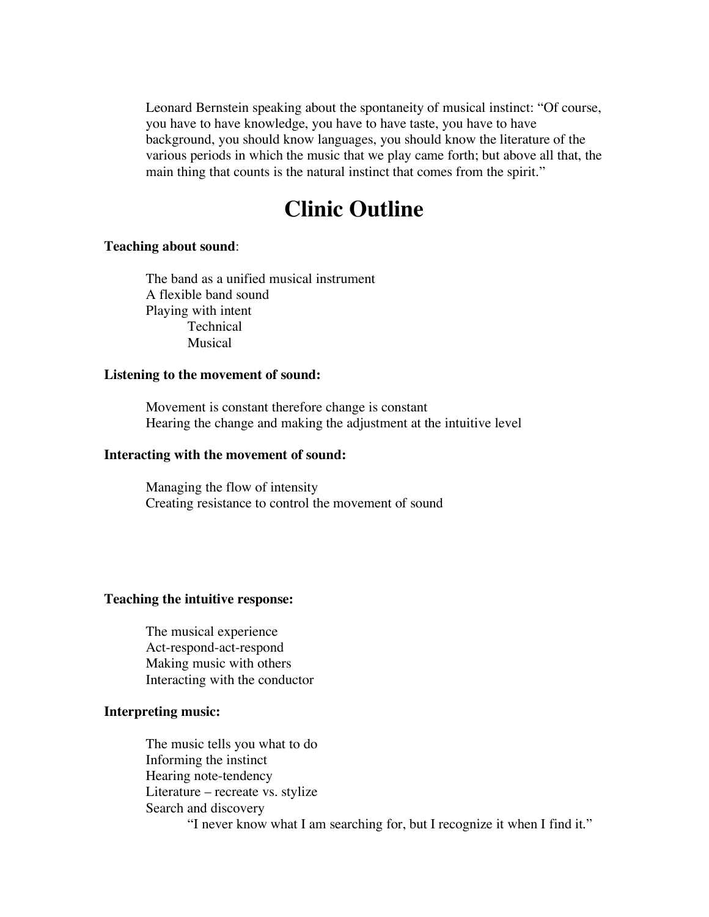Leonard Bernstein speaking about the spontaneity of musical instinct: "Of course, you have to have knowledge, you have to have taste, you have to have background, you should know languages, you should know the literature of the various periods in which the music that we play came forth; but above all that, the main thing that counts is the natural instinct that comes from the spirit."

# Clinic Outline

**Teaching about sound**:

- The band as a unified musical instrument
- A flexible band sound
- Playing with intent
  - Technical
  - Musical

**Listening to the movement of sound:**

- Movement is constant therefore change is constant
- Hearing the change and making the adjustment at the intuitive level

**Interacting with the movement of sound:**

- Managing the flow of intensity
- Creating resistance to control the movement of sound

**Teaching the intuitive response:**

- The musical experience
- Act-respond-act-respond
- Making music with others
- Interacting with the conductor

**Interpreting music:**

- The music tells you what to do
- Informing the instinct
- Hearing note-tendency
- Literature – recreate vs. stylize
- Search and discovery
  - "I never know what I am searching for, but I recognize it when I find it."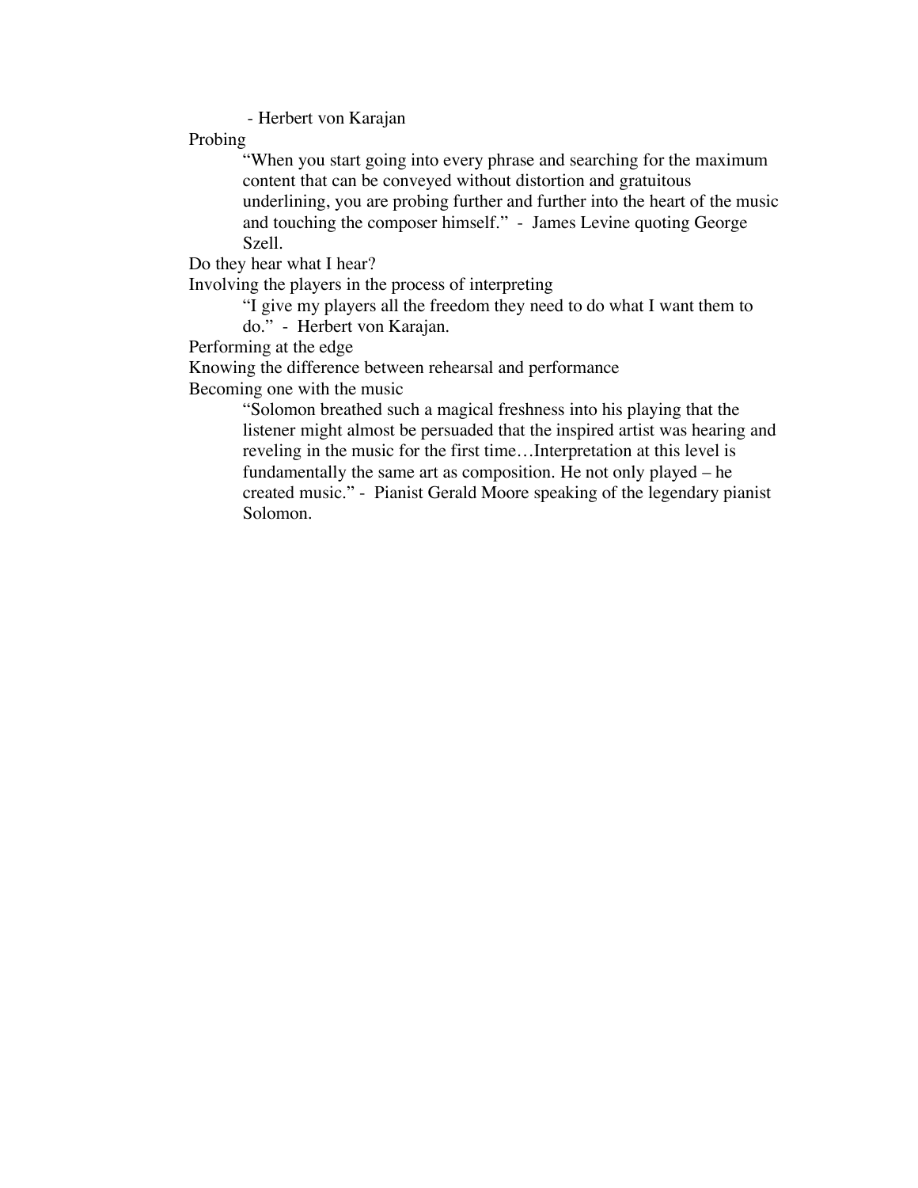- Herbert von Karajan

Probing

> "When you start going into every phrase and searching for the maximum content that can be conveyed without distortion and gratuitous underlining, you are probing further and further into the heart of the music and touching the composer himself." - James Levine quoting George Szell.

Do they hear what I hear?

Involving the players in the process of interpreting

> "I give my players all the freedom they need to do what I want them to do." - Herbert von Karajan.

Performing at the edge

Knowing the difference between rehearsal and performance

Becoming one with the music

> "Solomon breathed such a magical freshness into his playing that the listener might almost be persuaded that the inspired artist was hearing and reveling in the music for the first time…Interpretation at this level is fundamentally the same art as composition. He not only played – he created music." - Pianist Gerald Moore speaking of the legendary pianist Solomon.